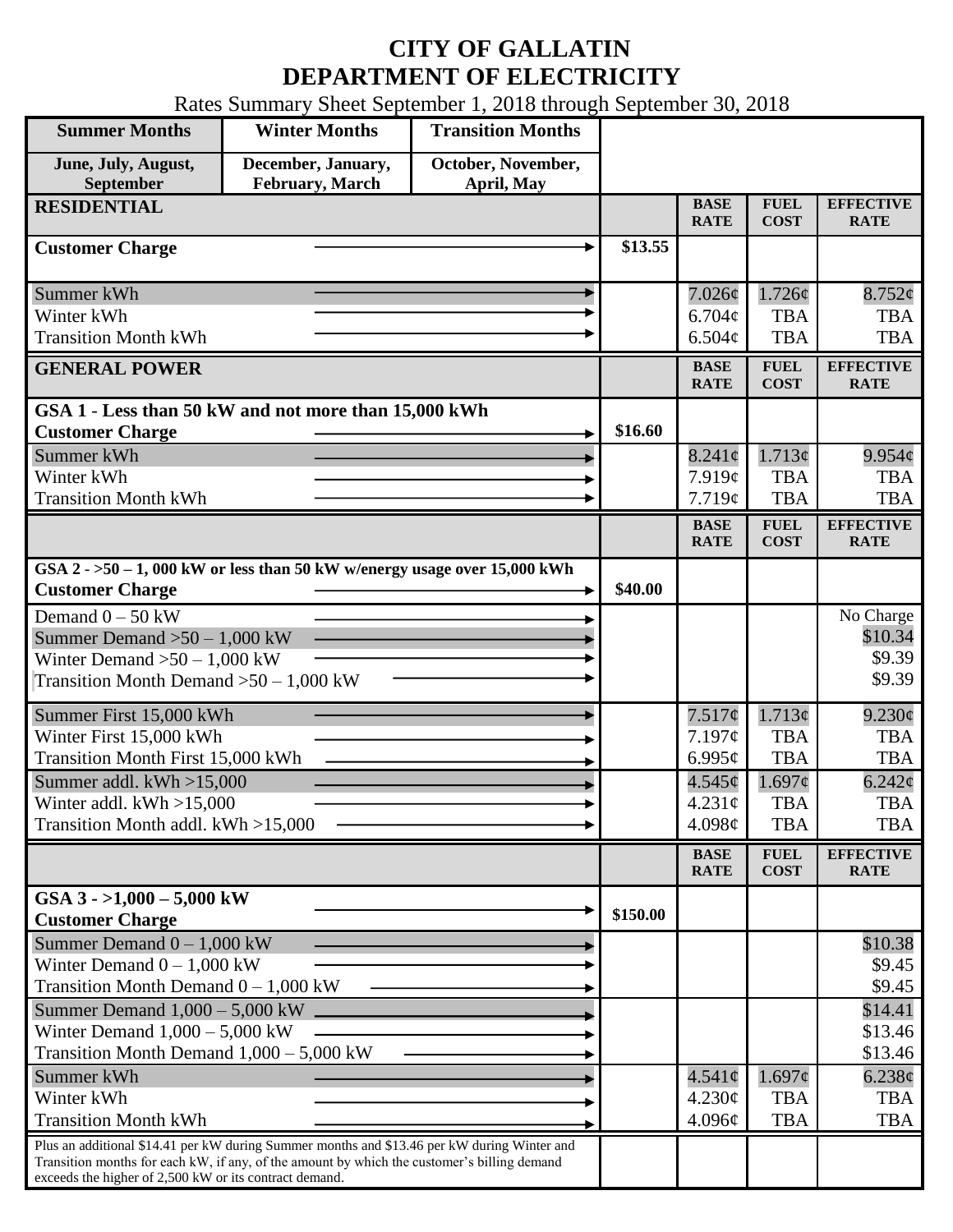# CITY OF GALLATIN
# DEPARTMENT OF ELECTRICITY

Rates Summary Sheet September 1, 2018 through September 30, 2018

| Summer Months | Winter Months | Transition Months |
|---|---|---|
| June, July, August, September | December, January, February, March | October, November, April, May |

| RESIDENTIAL | | BASE RATE | FUEL COST | EFFECTIVE RATE |
|---|---|---|---|---|
| Customer Charge | $13.55 | | | |
| Summer kWh | | 7.026¢ | 1.726¢ | 8.752¢ |
| Winter kWh | | 6.704¢ | TBA | TBA |
| Transition Month kWh | | 6.504¢ | TBA | TBA |

| GENERAL POWER | | BASE RATE | FUEL COST | EFFECTIVE RATE |
|---|---|---|---|---|
| **GSA 1 - Less than 50 kW and not more than 15,000 kWh** | | | | |
| Customer Charge | $16.60 | | | |
| Summer kWh | | 8.241¢ | 1.713¢ | 9.954¢ |
| Winter kWh | | 7.919¢ | TBA | TBA |
| Transition Month kWh | | 7.719¢ | TBA | TBA |

| | | BASE RATE | FUEL COST | EFFECTIVE RATE |
|---|---|---|---|---|
| **GSA 2 - >50 – 1, 000 kW or less than 50 kW w/energy usage over 15,000 kWh** | | | | |
| Customer Charge | $40.00 | | | |
| Demand 0 – 50 kW | | | | No Charge |
| Summer Demand >50 – 1,000 kW | | | | $10.34 |
| Winter Demand >50 – 1,000 kW | | | | $9.39 |
| Transition Month Demand >50 – 1,000 kW | | | | $9.39 |
| Summer First 15,000 kWh | | 7.517¢ | 1.713¢ | 9.230¢ |
| Winter First 15,000 kWh | | 7.197¢ | TBA | TBA |
| Transition Month First 15,000 kWh | | 6.995¢ | TBA | TBA |
| Summer addl. kWh >15,000 | | 4.545¢ | 1.697¢ | 6.242¢ |
| Winter addl. kWh >15,000 | | 4.231¢ | TBA | TBA |
| Transition Month addl. kWh >15,000 | | 4.098¢ | TBA | TBA |

| | | BASE RATE | FUEL COST | EFFECTIVE RATE |
|---|---|---|---|---|
| **GSA 3 - >1,000 – 5,000 kW** | | | | |
| Customer Charge | $150.00 | | | |
| Summer Demand 0 – 1,000 kW | | | | $10.38 |
| Winter Demand 0 – 1,000 kW | | | | $9.45 |
| Transition Month Demand 0 – 1,000 kW | | | | $9.45 |
| Summer Demand 1,000 – 5,000 kW | | | | $14.41 |
| Winter Demand 1,000 – 5,000 kW | | | | $13.46 |
| Transition Month Demand 1,000 – 5,000 kW | | | | $13.46 |
| Summer kWh | | 4.541¢ | 1.697¢ | 6.238¢ |
| Winter kWh | | 4.230¢ | TBA | TBA |
| Transition Month kWh | | 4.096¢ | TBA | TBA |
| Plus an additional $14.41 per kW during Summer months and $13.46 per kW during Winter and Transition months for each kW, if any, of the amount by which the customer's billing demand exceeds the higher of 2,500 kW or its contract demand. | | | | |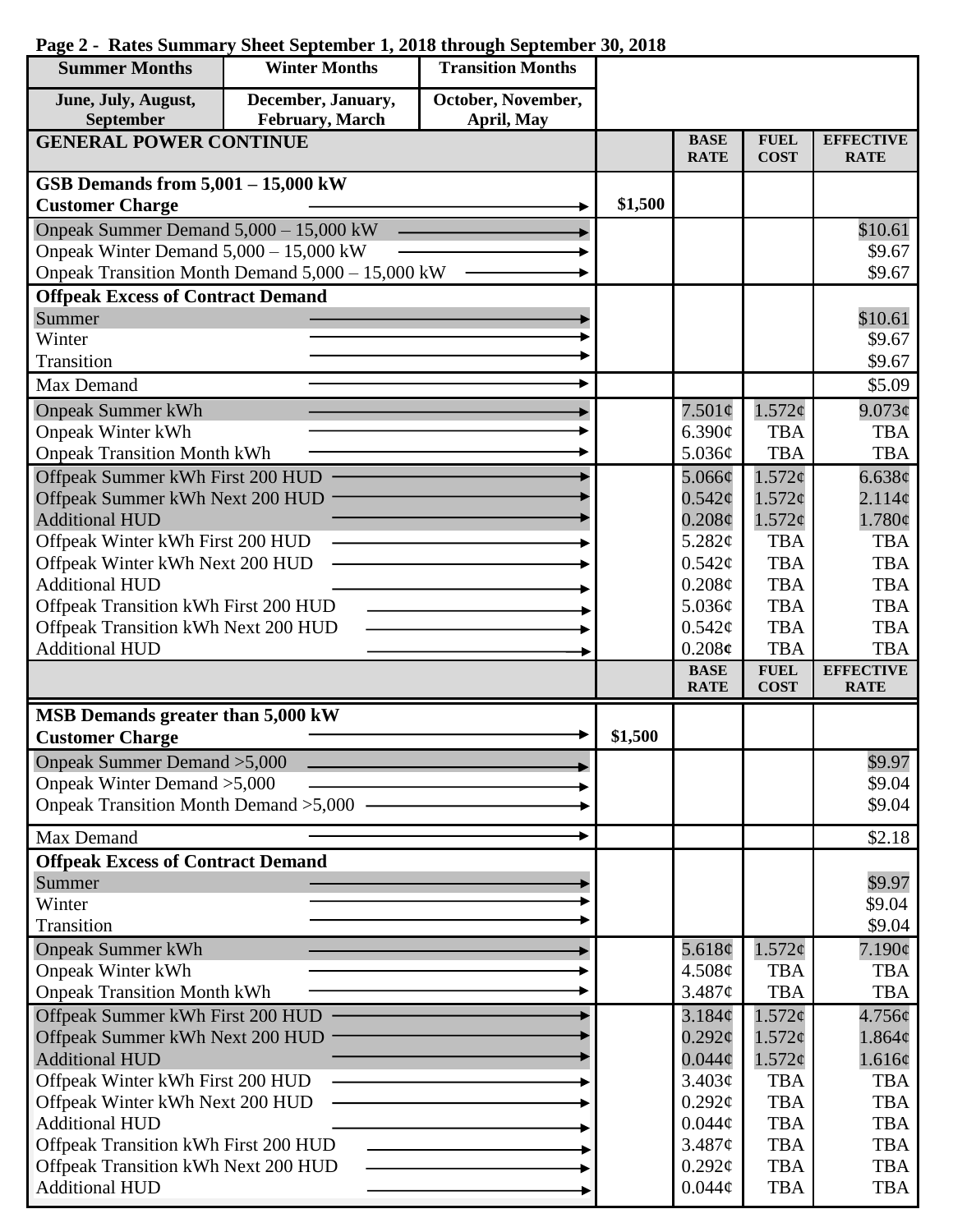**Page 2 - Rates Summary Sheet September 1, 2018 through September 30, 2018**

| Summer Months | Winter Months | Transition Months |
|---|---|---|
| June, July, August, September | December, January, February, March | October, November, April, May |

| GENERAL POWER CONTINUE | | BASE RATE | FUEL COST | EFFECTIVE RATE |
|---|---|---|---|---|
| **GSB Demands from 5,001 – 15,000 kW** | | | | |
| **Customer Charge** | $1,500 | | | |
| Onpeak Summer Demand 5,000 – 15,000 kW | | | | $10.61 |
| Onpeak Winter Demand 5,000 – 15,000 kW | | | | $9.67 |
| Onpeak Transition Month Demand 5,000 – 15,000 kW | | | | $9.67 |
| **Offpeak Excess of Contract Demand** | | | | |
| Summer | | | | $10.61 |
| Winter | | | | $9.67 |
| Transition | | | | $9.67 |
| Max Demand | | | | $5.09 |
| Onpeak Summer kWh | | 7.501¢ | 1.572¢ | 9.073¢ |
| Onpeak Winter kWh | | 6.390¢ | TBA | TBA |
| Onpeak Transition Month kWh | | 5.036¢ | TBA | TBA |
| Offpeak Summer kWh First 200 HUD | | 5.066¢ | 1.572¢ | 6.638¢ |
| Offpeak Summer kWh Next 200 HUD | | 0.542¢ | 1.572¢ | 2.114¢ |
| Additional HUD | | 0.208¢ | 1.572¢ | 1.780¢ |
| Offpeak Winter kWh First 200 HUD | | 5.282¢ | TBA | TBA |
| Offpeak Winter kWh Next 200 HUD | | 0.542¢ | TBA | TBA |
| Additional HUD | | 0.208¢ | TBA | TBA |
| Offpeak Transition kWh First 200 HUD | | 5.036¢ | TBA | TBA |
| Offpeak Transition kWh Next 200 HUD | | 0.542¢ | TBA | TBA |
| Additional HUD | | 0.208¢ | TBA | TBA |
| | | **BASE RATE** | **FUEL COST** | **EFFECTIVE RATE** |
| **MSB Demands greater than 5,000 kW** | | | | |
| **Customer Charge** | $1,500 | | | |
| Onpeak Summer Demand >5,000 | | | | $9.97 |
| Onpeak Winter Demand >5,000 | | | | $9.04 |
| Onpeak Transition Month Demand >5,000 | | | | $9.04 |
| Max Demand | | | | $2.18 |
| **Offpeak Excess of Contract Demand** | | | | |
| Summer | | | | $9.97 |
| Winter | | | | $9.04 |
| Transition | | | | $9.04 |
| Onpeak Summer kWh | | 5.618¢ | 1.572¢ | 7.190¢ |
| Onpeak Winter kWh | | 4.508¢ | TBA | TBA |
| Onpeak Transition Month kWh | | 3.487¢ | TBA | TBA |
| Offpeak Summer kWh First 200 HUD | | 3.184¢ | 1.572¢ | 4.756¢ |
| Offpeak Summer kWh Next 200 HUD | | 0.292¢ | 1.572¢ | 1.864¢ |
| Additional HUD | | 0.044¢ | 1.572¢ | 1.616¢ |
| Offpeak Winter kWh First 200 HUD | | 3.403¢ | TBA | TBA |
| Offpeak Winter kWh Next 200 HUD | | 0.292¢ | TBA | TBA |
| Additional HUD | | 0.044¢ | TBA | TBA |
| Offpeak Transition kWh First 200 HUD | | 3.487¢ | TBA | TBA |
| Offpeak Transition kWh Next 200 HUD | | 0.292¢ | TBA | TBA |
| Additional HUD | | 0.044¢ | TBA | TBA |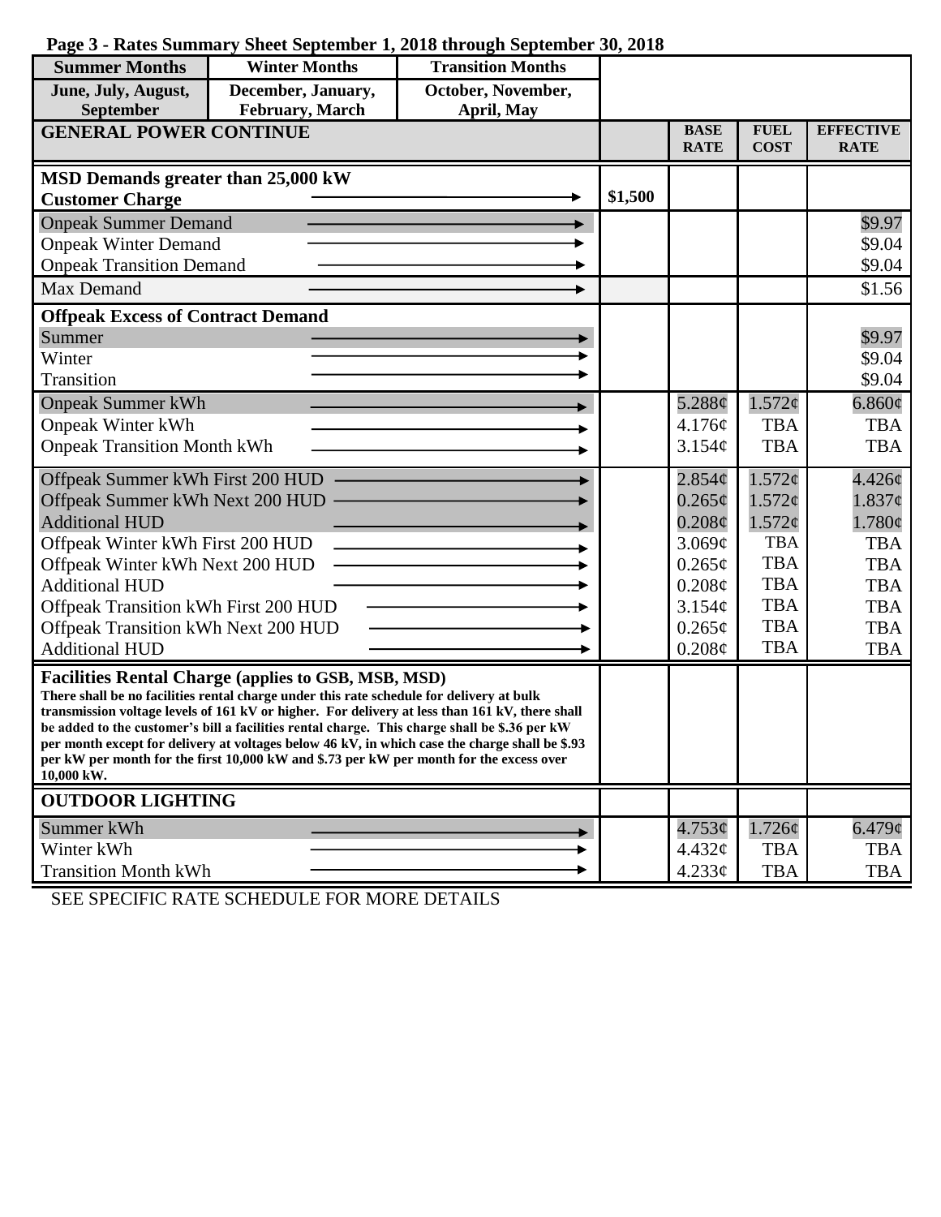**Page 3 - Rates Summary Sheet September 1, 2018 through September 30, 2018**

| Summer Months | Winter Months | Transition Months | | | | |
|---|---|---|---|---|---|---|
| June, July, August, September | December, January, February, March | October, November, April, May | | | | |
| **GENERAL POWER CONTINUE** | | | | **BASE RATE** | **FUEL COST** | **EFFECTIVE RATE** |
| **MSD Demands greater than 25,000 kW** | | | | | | |
| **Customer Charge** | | | **$1,500** | | | |
| Onpeak Summer Demand | | | | | | $9.97 |
| Onpeak Winter Demand | | | | | | $9.04 |
| Onpeak Transition Demand | | | | | | $9.04 |
| Max Demand | | | | | | $1.56 |
| **Offpeak Excess of Contract Demand** | | | | | | |
| Summer | | | | | | $9.97 |
| Winter | | | | | | $9.04 |
| Transition | | | | | | $9.04 |
| Onpeak Summer kWh | | | | 5.288¢ | 1.572¢ | 6.860¢ |
| Onpeak Winter kWh | | | | 4.176¢ | TBA | TBA |
| Onpeak Transition Month kWh | | | | 3.154¢ | TBA | TBA |
| Offpeak Summer kWh First 200 HUD | | | | 2.854¢ | 1.572¢ | 4.426¢ |
| Offpeak Summer kWh Next 200 HUD | | | | 0.265¢ | 1.572¢ | 1.837¢ |
| Additional HUD | | | | 0.208¢ | 1.572¢ | 1.780¢ |
| Offpeak Winter kWh First 200 HUD | | | | 3.069¢ | TBA | TBA |
| Offpeak Winter kWh Next 200 HUD | | | | 0.265¢ | TBA | TBA |
| Additional HUD | | | | 0.208¢ | TBA | TBA |
| Offpeak Transition kWh First 200 HUD | | | | 3.154¢ | TBA | TBA |
| Offpeak Transition kWh Next 200 HUD | | | | 0.265¢ | TBA | TBA |
| Additional HUD | | | | 0.208¢ | TBA | TBA |

**Facilities Rental Charge (applies to GSB, MSB, MSD)**
**There shall be no facilities rental charge under this rate schedule for delivery at bulk transmission voltage levels of 161 kV or higher. For delivery at less than 161 kV, there shall be added to the customer's bill a facilities rental charge. This charge shall be $.36 per kW per month except for delivery at voltages below 46 kV, in which case the charge shall be $.93 per kW per month for the first 10,000 kW and $.73 per kW per month for the excess over 10,000 kW.**

| **OUTDOOR LIGHTING** | | | | |
|---|---|---|---|---|
| Summer kWh | | 4.753¢ | 1.726¢ | 6.479¢ |
| Winter kWh | | 4.432¢ | TBA | TBA |
| Transition Month kWh | | 4.233¢ | TBA | TBA |

SEE SPECIFIC RATE SCHEDULE FOR MORE DETAILS